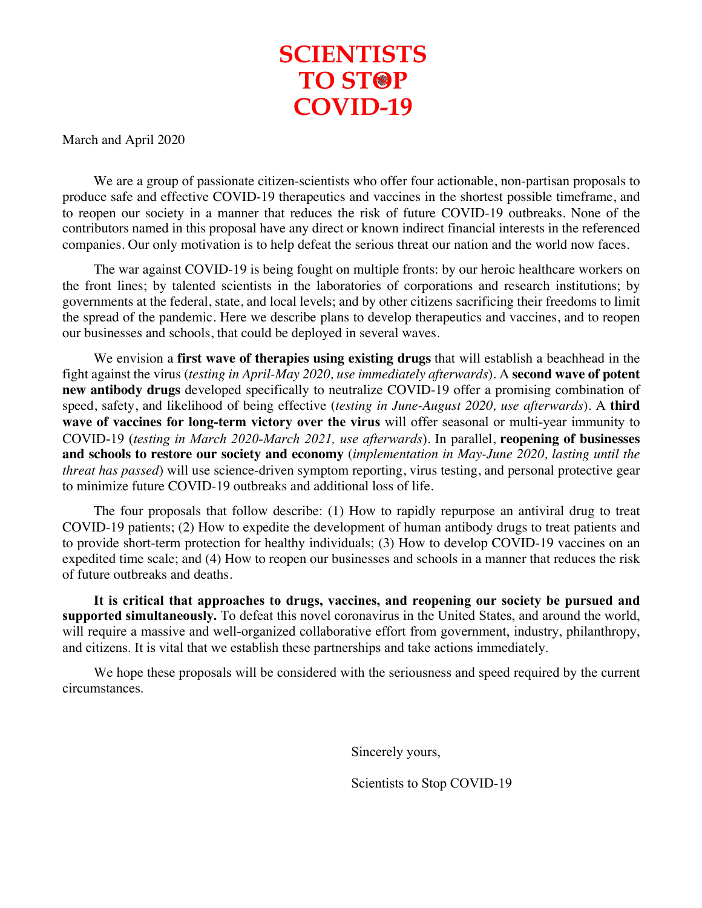# SCIENTISTS TO STOP COVID-19

March and April 2020

We are a group of passionate citizen-scientists who offer four actionable, non-partisan proposals to produce safe and effective COVID-19 therapeutics and vaccines in the shortest possible timeframe, and to reopen our society in a manner that reduces the risk of future COVID-19 outbreaks. None of the contributors named in this proposal have any direct or known indirect financial interests in the referenced companies. Our only motivation is to help defeat the serious threat our nation and the world now faces.

The war against COVID-19 is being fought on multiple fronts: by our heroic healthcare workers on the front lines; by talented scientists in the laboratories of corporations and research institutions; by governments at the federal, state, and local levels; and by other citizens sacrificing their freedoms to limit the spread of the pandemic. Here we describe plans to develop therapeutics and vaccines, and to reopen our businesses and schools, that could be deployed in several waves.

We envision a **first wave of therapies using existing drugs** that will establish a beachhead in the fight against the virus (*testing in April-May 2020, use immediately afterwards*). A **second wave of potent new antibody drugs** developed specifically to neutralize COVID-19 offer a promising combination of speed, safety, and likelihood of being effective (*testing in June-August 2020, use afterwards*). A **third wave of vaccines for long-term victory over the virus** will offer seasonal or multi-year immunity to COVID-19 (*testing in March 2020-March 2021, use afterwards*). In parallel, **reopening of businesses and schools to restore our society and economy** (*implementation in May-June 2020, lasting until the threat has passed*) will use science-driven symptom reporting, virus testing, and personal protective gear to minimize future COVID-19 outbreaks and additional loss of life.

The four proposals that follow describe: (1) How to rapidly repurpose an antiviral drug to treat COVID-19 patients; (2) How to expedite the development of human antibody drugs to treat patients and to provide short-term protection for healthy individuals; (3) How to develop COVID-19 vaccines on an expedited time scale; and (4) How to reopen our businesses and schools in a manner that reduces the risk of future outbreaks and deaths.

**It is critical that approaches to drugs, vaccines, and reopening our society be pursued and supported simultaneously.** To defeat this novel coronavirus in the United States, and around the world, will require a massive and well-organized collaborative effort from government, industry, philanthropy, and citizens. It is vital that we establish these partnerships and take actions immediately.

We hope these proposals will be considered with the seriousness and speed required by the current circumstances.

Sincerely yours,

Scientists to Stop COVID-19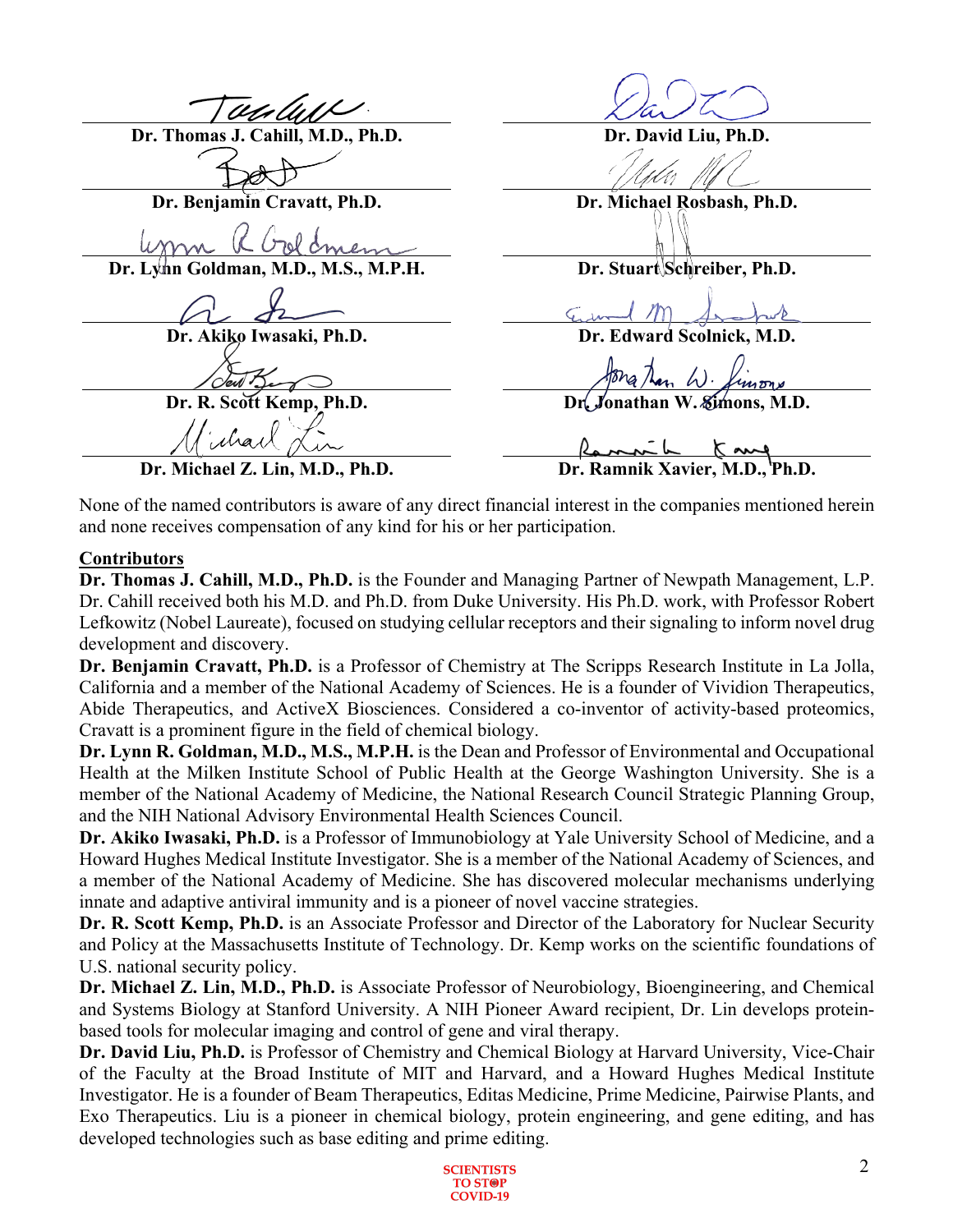Dr. Thomas J. Cahill, M.D., Ph.D.

Dr. Benjamin Cravatt, Ph.D.

Dr. Lynn Goldman, M.D., M.S., M.P.H.

Dr. Akiko Iwasaki, Ph.D.

Dr. R. Scott Kemp, Ph.D.

Dr. Michael Z. Lin, M.D., Ph.D.

Dr. David Liu, Ph.D.

Dr. Michael Rosbash, Ph.D.

Dr. Stuart Schreiber, Ph.D.

Dr. Edward Scolnick, M.D.

Dr. Jonathan W. Simons, M.D.

Dr. Ramnik Xavier, M.D., Ph.D.

None of the named contributors is aware of any direct financial interest in the companies mentioned herein and none receives compensation of any kind for his or her participation.

## Contributors

**Dr. Thomas J. Cahill, M.D., Ph.D.** is the Founder and Managing Partner of Newpath Management, L.P. Dr. Cahill received both his M.D. and Ph.D. from Duke University. His Ph.D. work, with Professor Robert Lefkowitz (Nobel Laureate), focused on studying cellular receptors and their signaling to inform novel drug development and discovery.

**Dr. Benjamin Cravatt, Ph.D.** is a Professor of Chemistry at The Scripps Research Institute in La Jolla, California and a member of the National Academy of Sciences. He is a founder of Vividion Therapeutics, Abide Therapeutics, and ActiveX Biosciences. Considered a co-inventor of activity-based proteomics, Cravatt is a prominent figure in the field of chemical biology.

**Dr. Lynn R. Goldman, M.D., M.S., M.P.H.** is the Dean and Professor of Environmental and Occupational Health at the Milken Institute School of Public Health at the George Washington University. She is a member of the National Academy of Medicine, the National Research Council Strategic Planning Group, and the NIH National Advisory Environmental Health Sciences Council.

**Dr. Akiko Iwasaki, Ph.D.** is a Professor of Immunobiology at Yale University School of Medicine, and a Howard Hughes Medical Institute Investigator. She is a member of the National Academy of Sciences, and a member of the National Academy of Medicine. She has discovered molecular mechanisms underlying innate and adaptive antiviral immunity and is a pioneer of novel vaccine strategies.

**Dr. R. Scott Kemp, Ph.D.** is an Associate Professor and Director of the Laboratory for Nuclear Security and Policy at the Massachusetts Institute of Technology. Dr. Kemp works on the scientific foundations of U.S. national security policy.

**Dr. Michael Z. Lin, M.D., Ph.D.** is Associate Professor of Neurobiology, Bioengineering, and Chemical and Systems Biology at Stanford University. A NIH Pioneer Award recipient, Dr. Lin develops protein-based tools for molecular imaging and control of gene and viral therapy.

**Dr. David Liu, Ph.D.** is Professor of Chemistry and Chemical Biology at Harvard University, Vice-Chair of the Faculty at the Broad Institute of MIT and Harvard, and a Howard Hughes Medical Institute Investigator. He is a founder of Beam Therapeutics, Editas Medicine, Prime Medicine, Pairwise Plants, and Exo Therapeutics. Liu is a pioneer in chemical biology, protein engineering, and gene editing, and has developed technologies such as base editing and prime editing.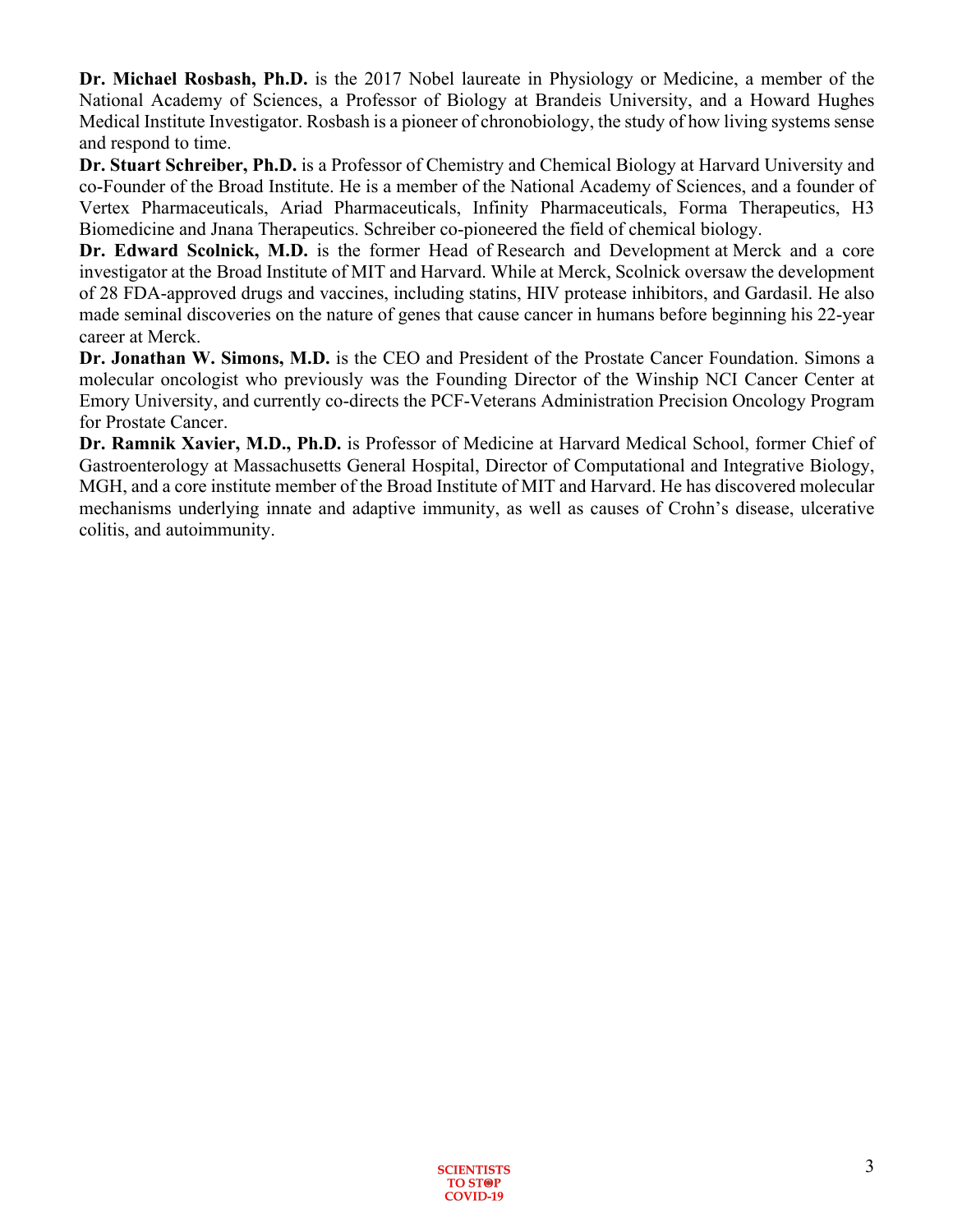**Dr. Michael Rosbash, Ph.D.** is the 2017 Nobel laureate in Physiology or Medicine, a member of the National Academy of Sciences, a Professor of Biology at Brandeis University, and a Howard Hughes Medical Institute Investigator. Rosbash is a pioneer of chronobiology, the study of how living systems sense and respond to time.

**Dr. Stuart Schreiber, Ph.D.** is a Professor of Chemistry and Chemical Biology at Harvard University and co-Founder of the Broad Institute. He is a member of the National Academy of Sciences, and a founder of Vertex Pharmaceuticals, Ariad Pharmaceuticals, Infinity Pharmaceuticals, Forma Therapeutics, H3 Biomedicine and Jnana Therapeutics. Schreiber co-pioneered the field of chemical biology.

**Dr. Edward Scolnick, M.D.** is the former Head of Research and Development at Merck and a core investigator at the Broad Institute of MIT and Harvard. While at Merck, Scolnick oversaw the development of 28 FDA-approved drugs and vaccines, including statins, HIV protease inhibitors, and Gardasil. He also made seminal discoveries on the nature of genes that cause cancer in humans before beginning his 22-year career at Merck.

**Dr. Jonathan W. Simons, M.D.** is the CEO and President of the Prostate Cancer Foundation. Simons a molecular oncologist who previously was the Founding Director of the Winship NCI Cancer Center at Emory University, and currently co-directs the PCF-Veterans Administration Precision Oncology Program for Prostate Cancer.

**Dr. Ramnik Xavier, M.D., Ph.D.** is Professor of Medicine at Harvard Medical School, former Chief of Gastroenterology at Massachusetts General Hospital, Director of Computational and Integrative Biology, MGH, and a core institute member of the Broad Institute of MIT and Harvard. He has discovered molecular mechanisms underlying innate and adaptive immunity, as well as causes of Crohn's disease, ulcerative colitis, and autoimmunity.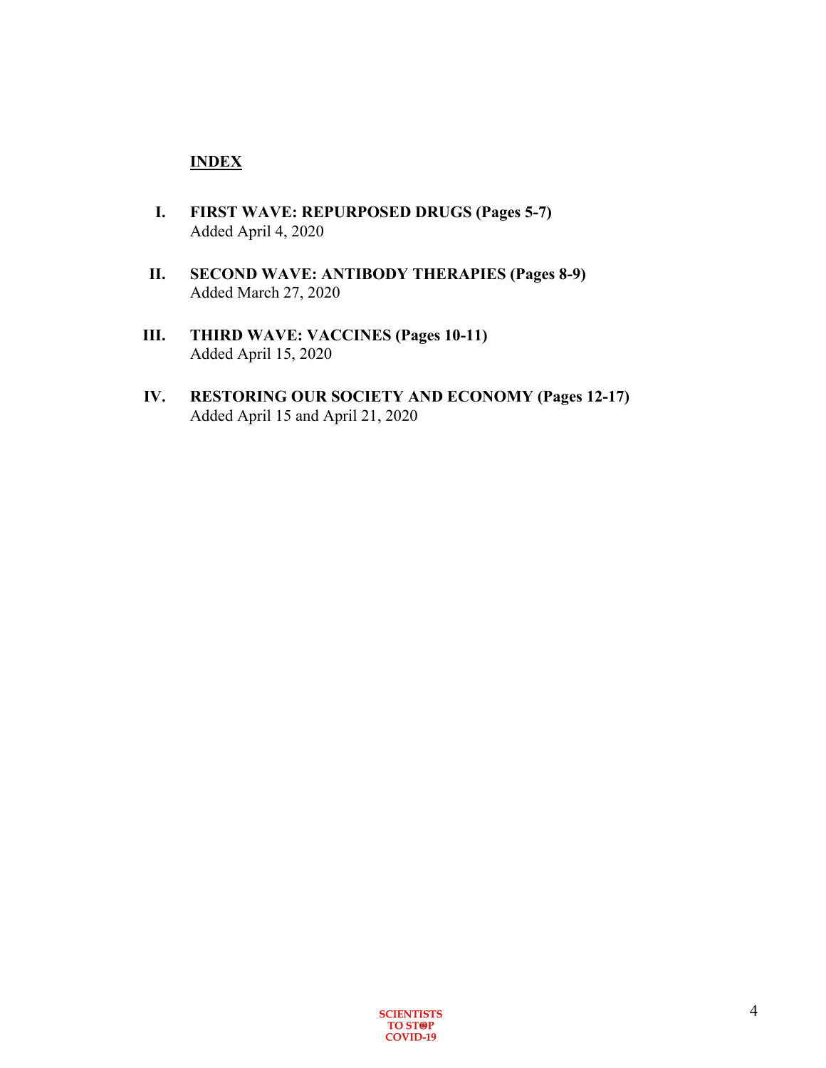## INDEX

**I. FIRST WAVE: REPURPOSED DRUGS (Pages 5-7)**
Added April 4, 2020

**II. SECOND WAVE: ANTIBODY THERAPIES (Pages 8-9)**
Added March 27, 2020

**III. THIRD WAVE: VACCINES (Pages 10-11)**
Added April 15, 2020

**IV. RESTORING OUR SOCIETY AND ECONOMY (Pages 12-17)**
Added April 15 and April 21, 2020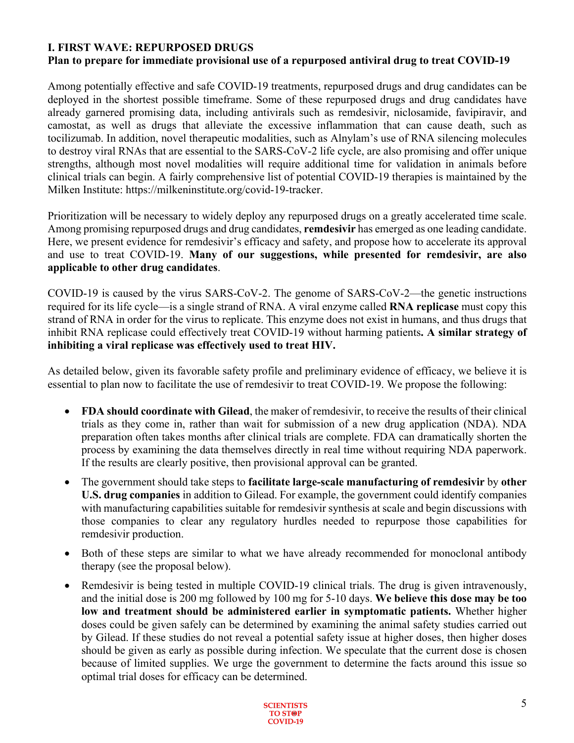## I. FIRST WAVE: REPURPOSED DRUGS

### Plan to prepare for immediate provisional use of a repurposed antiviral drug to treat COVID-19

Among potentially effective and safe COVID-19 treatments, repurposed drugs and drug candidates can be deployed in the shortest possible timeframe. Some of these repurposed drugs and drug candidates have already garnered promising data, including antivirals such as remdesivir, niclosamide, favipiravir, and camostat, as well as drugs that alleviate the excessive inflammation that can cause death, such as tocilizumab. In addition, novel therapeutic modalities, such as Alnylam's use of RNA silencing molecules to destroy viral RNAs that are essential to the SARS-CoV-2 life cycle, are also promising and offer unique strengths, although most novel modalities will require additional time for validation in animals before clinical trials can begin. A fairly comprehensive list of potential COVID-19 therapies is maintained by the Milken Institute: https://milkeninstitute.org/covid-19-tracker.

Prioritization will be necessary to widely deploy any repurposed drugs on a greatly accelerated time scale. Among promising repurposed drugs and drug candidates, **remdesivir** has emerged as one leading candidate. Here, we present evidence for remdesivir's efficacy and safety, and propose how to accelerate its approval and use to treat COVID-19. **Many of our suggestions, while presented for remdesivir, are also applicable to other drug candidates**.

COVID-19 is caused by the virus SARS-CoV-2. The genome of SARS-CoV-2—the genetic instructions required for its life cycle—is a single strand of RNA. A viral enzyme called **RNA replicase** must copy this strand of RNA in order for the virus to replicate. This enzyme does not exist in humans, and thus drugs that inhibit RNA replicase could effectively treat COVID-19 without harming patients**. A similar strategy of inhibiting a viral replicase was effectively used to treat HIV.**

As detailed below, given its favorable safety profile and preliminary evidence of efficacy, we believe it is essential to plan now to facilitate the use of remdesivir to treat COVID-19. We propose the following:

- **FDA should coordinate with Gilead**, the maker of remdesivir, to receive the results of their clinical trials as they come in, rather than wait for submission of a new drug application (NDA). NDA preparation often takes months after clinical trials are complete. FDA can dramatically shorten the process by examining the data themselves directly in real time without requiring NDA paperwork. If the results are clearly positive, then provisional approval can be granted.
- The government should take steps to **facilitate large-scale manufacturing of remdesivir** by **other U.S. drug companies** in addition to Gilead. For example, the government could identify companies with manufacturing capabilities suitable for remdesivir synthesis at scale and begin discussions with those companies to clear any regulatory hurdles needed to repurpose those capabilities for remdesivir production.
- Both of these steps are similar to what we have already recommended for monoclonal antibody therapy (see the proposal below).
- Remdesivir is being tested in multiple COVID-19 clinical trials. The drug is given intravenously, and the initial dose is 200 mg followed by 100 mg for 5-10 days. **We believe this dose may be too low and treatment should be administered earlier in symptomatic patients.** Whether higher doses could be given safely can be determined by examining the animal safety studies carried out by Gilead. If these studies do not reveal a potential safety issue at higher doses, then higher doses should be given as early as possible during infection. We speculate that the current dose is chosen because of limited supplies. We urge the government to determine the facts around this issue so optimal trial doses for efficacy can be determined.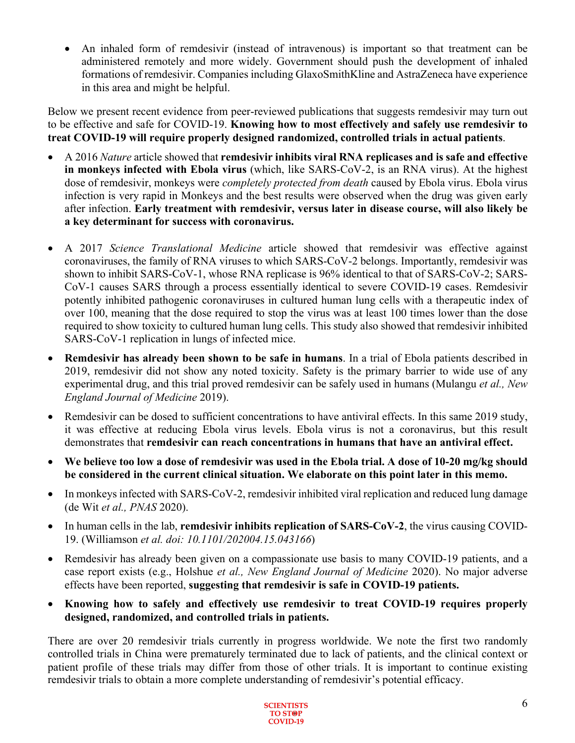- An inhaled form of remdesivir (instead of intravenous) is important so that treatment can be administered remotely and more widely. Government should push the development of inhaled formations of remdesivir. Companies including GlaxoSmithKline and AstraZeneca have experience in this area and might be helpful.

Below we present recent evidence from peer-reviewed publications that suggests remdesivir may turn out to be effective and safe for COVID-19. **Knowing how to most effectively and safely use remdesivir to treat COVID-19 will require properly designed randomized, controlled trials in actual patients**.

- A 2016 *Nature* article showed that **remdesivir inhibits viral RNA replicases and is safe and effective in monkeys infected with Ebola virus** (which, like SARS-CoV-2, is an RNA virus). At the highest dose of remdesivir, monkeys were *completely protected from death* caused by Ebola virus. Ebola virus infection is very rapid in Monkeys and the best results were observed when the drug was given early after infection. **Early treatment with remdesivir, versus later in disease course, will also likely be a key determinant for success with coronavirus.**

- A 2017 *Science Translational Medicine* article showed that remdesivir was effective against coronaviruses, the family of RNA viruses to which SARS-CoV-2 belongs. Importantly, remdesivir was shown to inhibit SARS-CoV-1, whose RNA replicase is 96% identical to that of SARS-CoV-2; SARS-CoV-1 causes SARS through a process essentially identical to severe COVID-19 cases. Remdesivir potently inhibited pathogenic coronaviruses in cultured human lung cells with a therapeutic index of over 100, meaning that the dose required to stop the virus was at least 100 times lower than the dose required to show toxicity to cultured human lung cells. This study also showed that remdesivir inhibited SARS-CoV-1 replication in lungs of infected mice.
- **Remdesivir has already been shown to be safe in humans**. In a trial of Ebola patients described in 2019, remdesivir did not show any noted toxicity. Safety is the primary barrier to wide use of any experimental drug, and this trial proved remdesivir can be safely used in humans (Mulangu *et al., New England Journal of Medicine* 2019).
- Remdesivir can be dosed to sufficient concentrations to have antiviral effects. In this same 2019 study, it was effective at reducing Ebola virus levels. Ebola virus is not a coronavirus, but this result demonstrates that **remdesivir can reach concentrations in humans that have an antiviral effect.**
- **We believe too low a dose of remdesivir was used in the Ebola trial. A dose of 10-20 mg/kg should be considered in the current clinical situation. We elaborate on this point later in this memo.**
- In monkeys infected with SARS-CoV-2, remdesivir inhibited viral replication and reduced lung damage (de Wit *et al., PNAS* 2020).
- In human cells in the lab, **remdesivir inhibits replication of SARS-CoV-2**, the virus causing COVID-19. (Williamson *et al. doi: 10.1101/202004.15.043166*)
- Remdesivir has already been given on a compassionate use basis to many COVID-19 patients, and a case report exists (e.g., Holshue *et al., New England Journal of Medicine* 2020). No major adverse effects have been reported, **suggesting that remdesivir is safe in COVID-19 patients.**
- **Knowing how to safely and effectively use remdesivir to treat COVID-19 requires properly designed, randomized, and controlled trials in patients.**

There are over 20 remdesivir trials currently in progress worldwide. We note the first two randomly controlled trials in China were prematurely terminated due to lack of patients, and the clinical context or patient profile of these trials may differ from those of other trials. It is important to continue existing remdesivir trials to obtain a more complete understanding of remdesivir's potential efficacy.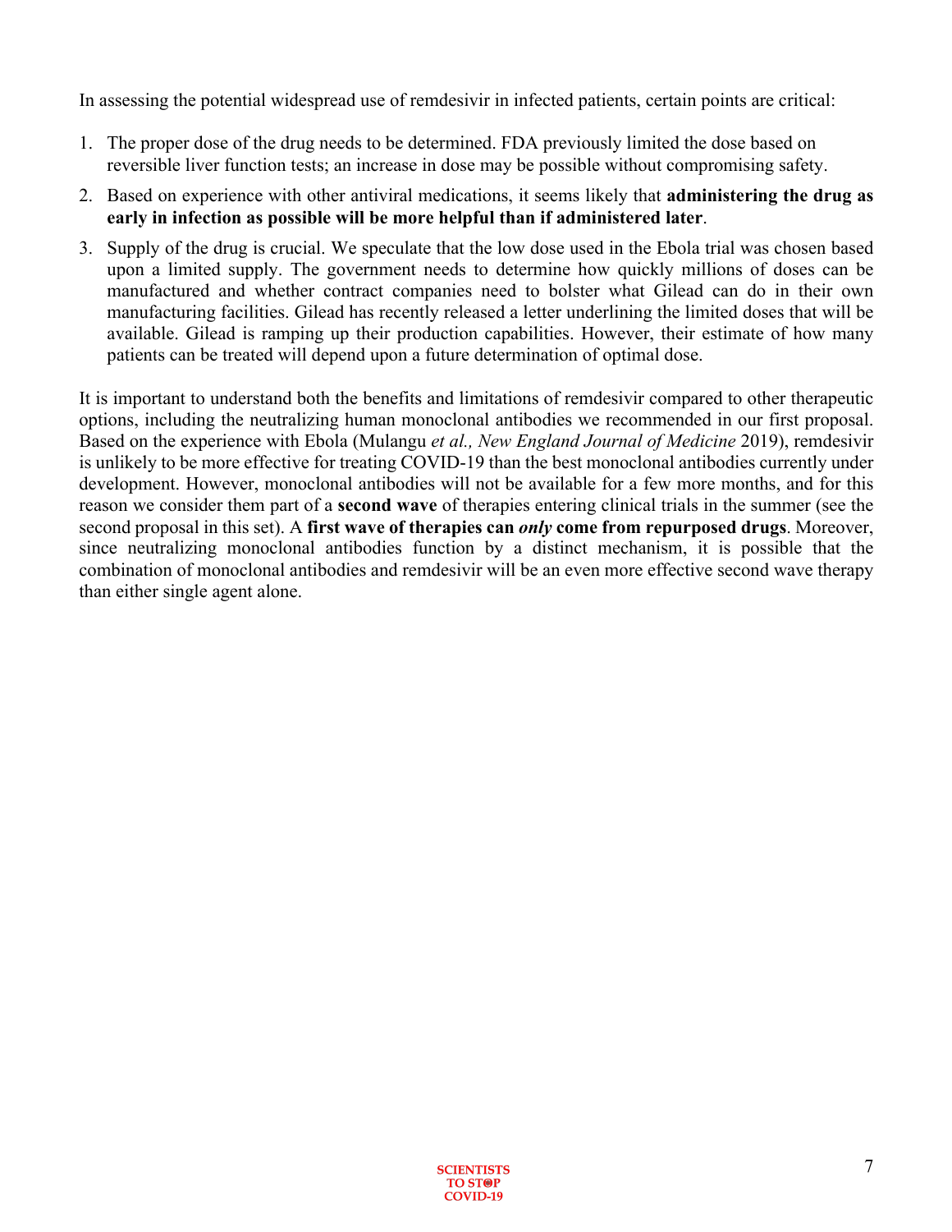In assessing the potential widespread use of remdesivir in infected patients, certain points are critical:

1. The proper dose of the drug needs to be determined. FDA previously limited the dose based on reversible liver function tests; an increase in dose may be possible without compromising safety.
2. Based on experience with other antiviral medications, it seems likely that **administering the drug as early in infection as possible will be more helpful than if administered later**.
3. Supply of the drug is crucial. We speculate that the low dose used in the Ebola trial was chosen based upon a limited supply. The government needs to determine how quickly millions of doses can be manufactured and whether contract companies need to bolster what Gilead can do in their own manufacturing facilities. Gilead has recently released a letter underlining the limited doses that will be available. Gilead is ramping up their production capabilities. However, their estimate of how many patients can be treated will depend upon a future determination of optimal dose.

It is important to understand both the benefits and limitations of remdesivir compared to other therapeutic options, including the neutralizing human monoclonal antibodies we recommended in our first proposal. Based on the experience with Ebola (Mulangu *et al., New England Journal of Medicine* 2019), remdesivir is unlikely to be more effective for treating COVID-19 than the best monoclonal antibodies currently under development. However, monoclonal antibodies will not be available for a few more months, and for this reason we consider them part of a **second wave** of therapies entering clinical trials in the summer (see the second proposal in this set). A **first wave of therapies can *only* come from repurposed drugs**. Moreover, since neutralizing monoclonal antibodies function by a distinct mechanism, it is possible that the combination of monoclonal antibodies and remdesivir will be an even more effective second wave therapy than either single agent alone.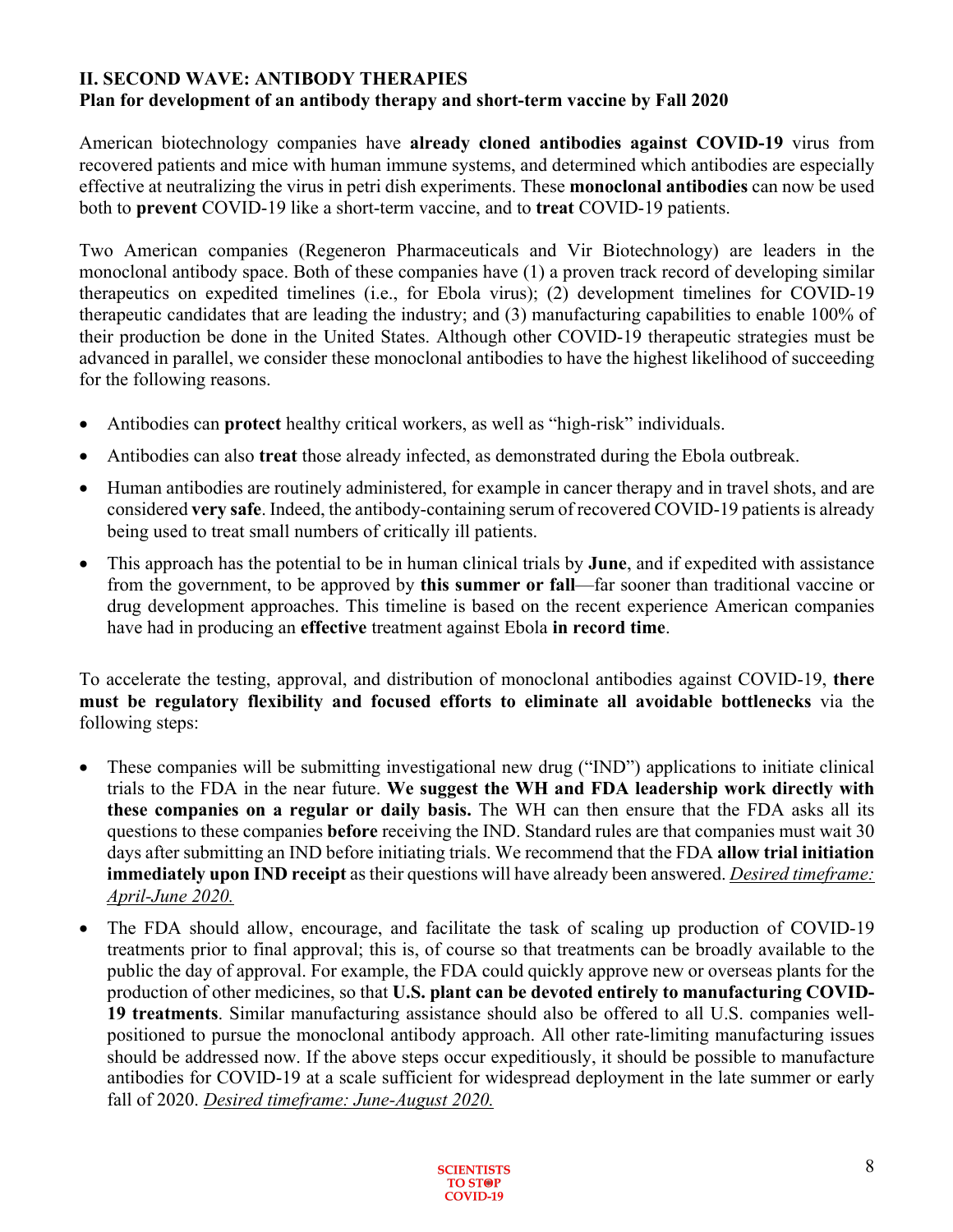## II. SECOND WAVE: ANTIBODY THERAPIES

### Plan for development of an antibody therapy and short-term vaccine by Fall 2020

American biotechnology companies have **already cloned antibodies against COVID-19** virus from recovered patients and mice with human immune systems, and determined which antibodies are especially effective at neutralizing the virus in petri dish experiments. These **monoclonal antibodies** can now be used both to **prevent** COVID-19 like a short-term vaccine, and to **treat** COVID-19 patients.

Two American companies (Regeneron Pharmaceuticals and Vir Biotechnology) are leaders in the monoclonal antibody space. Both of these companies have (1) a proven track record of developing similar therapeutics on expedited timelines (i.e., for Ebola virus); (2) development timelines for COVID-19 therapeutic candidates that are leading the industry; and (3) manufacturing capabilities to enable 100% of their production be done in the United States. Although other COVID-19 therapeutic strategies must be advanced in parallel, we consider these monoclonal antibodies to have the highest likelihood of succeeding for the following reasons.

- Antibodies can **protect** healthy critical workers, as well as "high-risk" individuals.
- Antibodies can also **treat** those already infected, as demonstrated during the Ebola outbreak.
- Human antibodies are routinely administered, for example in cancer therapy and in travel shots, and are considered **very safe**. Indeed, the antibody-containing serum of recovered COVID-19 patients is already being used to treat small numbers of critically ill patients.
- This approach has the potential to be in human clinical trials by **June**, and if expedited with assistance from the government, to be approved by **this summer or fall**—far sooner than traditional vaccine or drug development approaches. This timeline is based on the recent experience American companies have had in producing an **effective** treatment against Ebola **in record time**.

To accelerate the testing, approval, and distribution of monoclonal antibodies against COVID-19, **there must be regulatory flexibility and focused efforts to eliminate all avoidable bottlenecks** via the following steps:

- These companies will be submitting investigational new drug ("IND") applications to initiate clinical trials to the FDA in the near future. **We suggest the WH and FDA leadership work directly with these companies on a regular or daily basis.** The WH can then ensure that the FDA asks all its questions to these companies **before** receiving the IND. Standard rules are that companies must wait 30 days after submitting an IND before initiating trials. We recommend that the FDA **allow trial initiation immediately upon IND receipt** as their questions will have already been answered. *Desired timeframe: April-June 2020.*
- The FDA should allow, encourage, and facilitate the task of scaling up production of COVID-19 treatments prior to final approval; this is, of course so that treatments can be broadly available to the public the day of approval. For example, the FDA could quickly approve new or overseas plants for the production of other medicines, so that **U.S. plant can be devoted entirely to manufacturing COVID-19 treatments**. Similar manufacturing assistance should also be offered to all U.S. companies well-positioned to pursue the monoclonal antibody approach. All other rate-limiting manufacturing issues should be addressed now. If the above steps occur expeditiously, it should be possible to manufacture antibodies for COVID-19 at a scale sufficient for widespread deployment in the late summer or early fall of 2020. *Desired timeframe: June-August 2020.*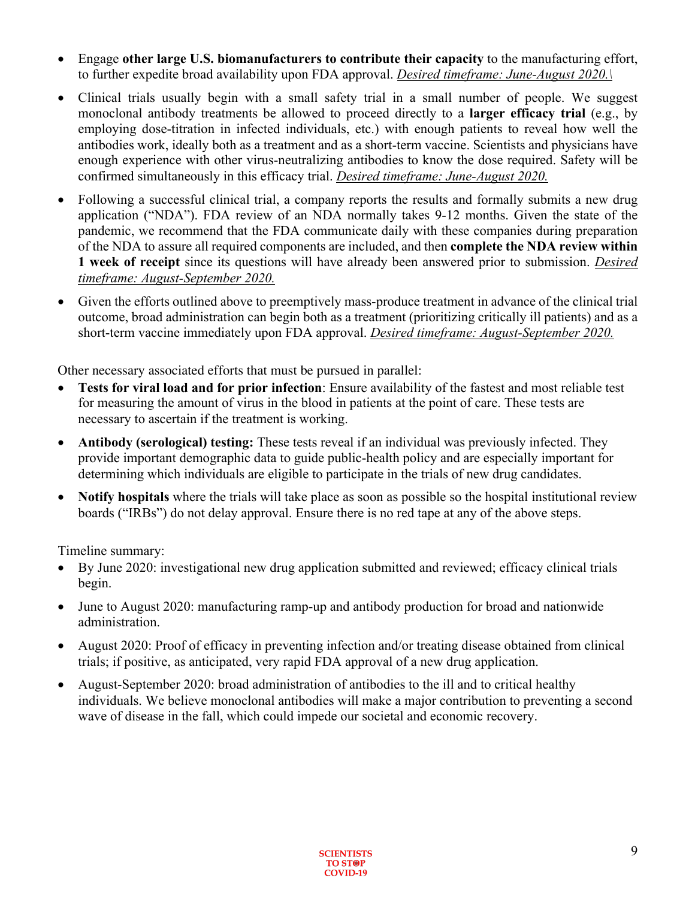- Engage **other large U.S. biomanufacturers to contribute their capacity** to the manufacturing effort, to further expedite broad availability upon FDA approval. *Desired timeframe: June-August 2020.\*

- Clinical trials usually begin with a small safety trial in a small number of people. We suggest monoclonal antibody treatments be allowed to proceed directly to a **larger efficacy trial** (e.g., by employing dose-titration in infected individuals, etc.) with enough patients to reveal how well the antibodies work, ideally both as a treatment and as a short-term vaccine. Scientists and physicians have enough experience with other virus-neutralizing antibodies to know the dose required. Safety will be confirmed simultaneously in this efficacy trial. *Desired timeframe: June-August 2020.*

- Following a successful clinical trial, a company reports the results and formally submits a new drug application ("NDA"). FDA review of an NDA normally takes 9-12 months. Given the state of the pandemic, we recommend that the FDA communicate daily with these companies during preparation of the NDA to assure all required components are included, and then **complete the NDA review within 1 week of receipt** since its questions will have already been answered prior to submission. *Desired timeframe: August-September 2020.*

- Given the efforts outlined above to preemptively mass-produce treatment in advance of the clinical trial outcome, broad administration can begin both as a treatment (prioritizing critically ill patients) and as a short-term vaccine immediately upon FDA approval. *Desired timeframe: August-September 2020.*

Other necessary associated efforts that must be pursued in parallel:

- **Tests for viral load and for prior infection**: Ensure availability of the fastest and most reliable test for measuring the amount of virus in the blood in patients at the point of care. These tests are necessary to ascertain if the treatment is working.

- **Antibody (serological) testing:** These tests reveal if an individual was previously infected. They provide important demographic data to guide public-health policy and are especially important for determining which individuals are eligible to participate in the trials of new drug candidates.

- **Notify hospitals** where the trials will take place as soon as possible so the hospital institutional review boards ("IRBs") do not delay approval. Ensure there is no red tape at any of the above steps.

Timeline summary:

- By June 2020: investigational new drug application submitted and reviewed; efficacy clinical trials begin.

- June to August 2020: manufacturing ramp-up and antibody production for broad and nationwide administration.

- August 2020: Proof of efficacy in preventing infection and/or treating disease obtained from clinical trials; if positive, as anticipated, very rapid FDA approval of a new drug application.

- August-September 2020: broad administration of antibodies to the ill and to critical healthy individuals. We believe monoclonal antibodies will make a major contribution to preventing a second wave of disease in the fall, which could impede our societal and economic recovery.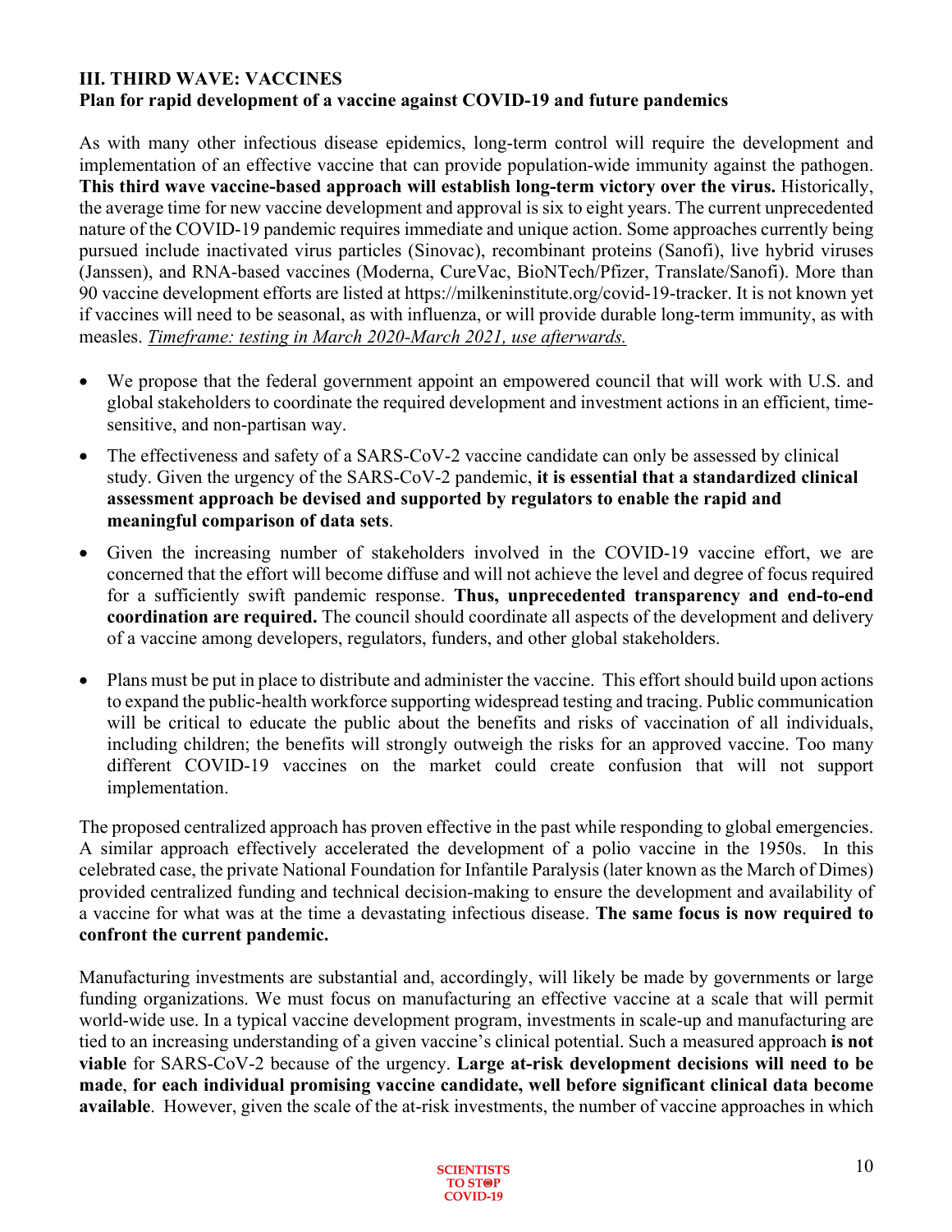### III. THIRD WAVE: VACCINES

**Plan for rapid development of a vaccine against COVID-19 and future pandemics**

As with many other infectious disease epidemics, long-term control will require the development and implementation of an effective vaccine that can provide population-wide immunity against the pathogen. **This third wave vaccine-based approach will establish long-term victory over the virus.** Historically, the average time for new vaccine development and approval is six to eight years. The current unprecedented nature of the COVID-19 pandemic requires immediate and unique action. Some approaches currently being pursued include inactivated virus particles (Sinovac), recombinant proteins (Sanofi), live hybrid viruses (Janssen), and RNA-based vaccines (Moderna, CureVac, BioNTech/Pfizer, Translate/Sanofi). More than 90 vaccine development efforts are listed at https://milkeninstitute.org/covid-19-tracker. It is not known yet if vaccines will need to be seasonal, as with influenza, or will provide durable long-term immunity, as with measles. *Timeframe: testing in March 2020-March 2021, use afterwards.*

- We propose that the federal government appoint an empowered council that will work with U.S. and global stakeholders to coordinate the required development and investment actions in an efficient, time-sensitive, and non-partisan way.
- The effectiveness and safety of a SARS-CoV-2 vaccine candidate can only be assessed by clinical study. Given the urgency of the SARS-CoV-2 pandemic, **it is essential that a standardized clinical assessment approach be devised and supported by regulators to enable the rapid and meaningful comparison of data sets**.
- Given the increasing number of stakeholders involved in the COVID-19 vaccine effort, we are concerned that the effort will become diffuse and will not achieve the level and degree of focus required for a sufficiently swift pandemic response. **Thus, unprecedented transparency and end-to-end coordination are required.** The council should coordinate all aspects of the development and delivery of a vaccine among developers, regulators, funders, and other global stakeholders.
- Plans must be put in place to distribute and administer the vaccine. This effort should build upon actions to expand the public-health workforce supporting widespread testing and tracing. Public communication will be critical to educate the public about the benefits and risks of vaccination of all individuals, including children; the benefits will strongly outweigh the risks for an approved vaccine. Too many different COVID-19 vaccines on the market could create confusion that will not support implementation.

The proposed centralized approach has proven effective in the past while responding to global emergencies. A similar approach effectively accelerated the development of a polio vaccine in the 1950s. In this celebrated case, the private National Foundation for Infantile Paralysis (later known as the March of Dimes) provided centralized funding and technical decision-making to ensure the development and availability of a vaccine for what was at the time a devastating infectious disease. **The same focus is now required to confront the current pandemic.**

Manufacturing investments are substantial and, accordingly, will likely be made by governments or large funding organizations. We must focus on manufacturing an effective vaccine at a scale that will permit world-wide use. In a typical vaccine development program, investments in scale-up and manufacturing are tied to an increasing understanding of a given vaccine's clinical potential. Such a measured approach **is not viable** for SARS-CoV-2 because of the urgency. **Large at-risk development decisions will need to be made**, **for each individual promising vaccine candidate, well before significant clinical data become available**. However, given the scale of the at-risk investments, the number of vaccine approaches in which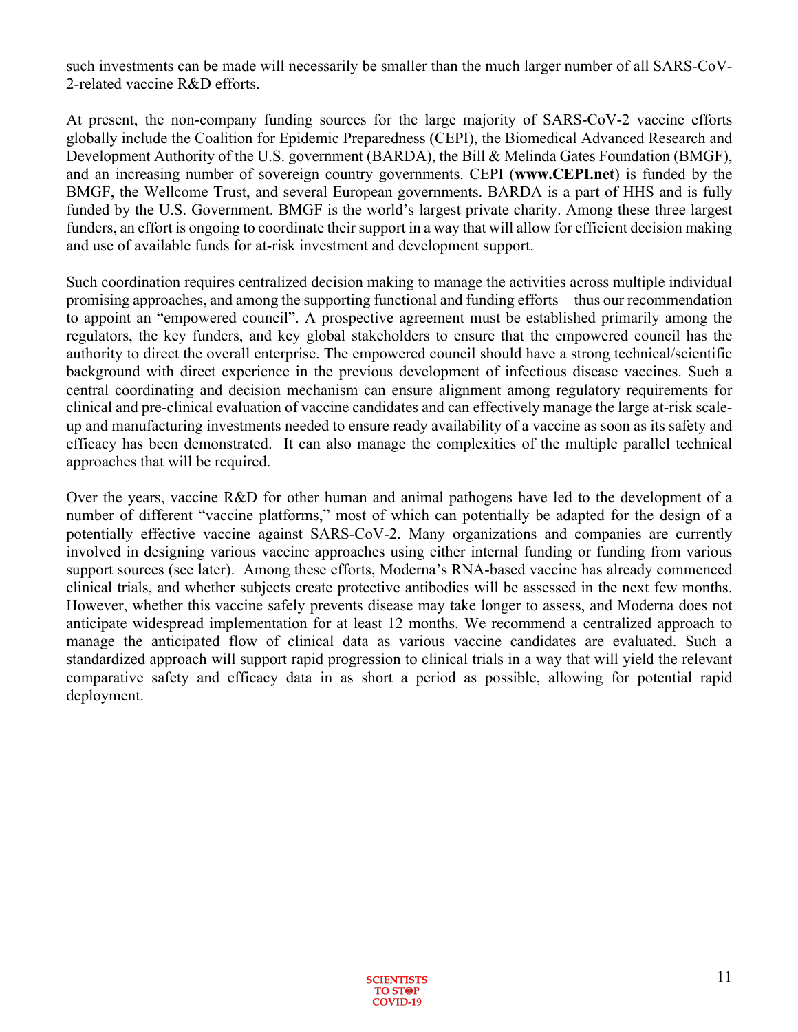such investments can be made will necessarily be smaller than the much larger number of all SARS-CoV-2-related vaccine R&D efforts.

At present, the non-company funding sources for the large majority of SARS-CoV-2 vaccine efforts globally include the Coalition for Epidemic Preparedness (CEPI), the Biomedical Advanced Research and Development Authority of the U.S. government (BARDA), the Bill & Melinda Gates Foundation (BMGF), and an increasing number of sovereign country governments. CEPI (**www.CEPI.net**) is funded by the BMGF, the Wellcome Trust, and several European governments. BARDA is a part of HHS and is fully funded by the U.S. Government. BMGF is the world's largest private charity. Among these three largest funders, an effort is ongoing to coordinate their support in a way that will allow for efficient decision making and use of available funds for at-risk investment and development support.

Such coordination requires centralized decision making to manage the activities across multiple individual promising approaches, and among the supporting functional and funding efforts—thus our recommendation to appoint an "empowered council". A prospective agreement must be established primarily among the regulators, the key funders, and key global stakeholders to ensure that the empowered council has the authority to direct the overall enterprise. The empowered council should have a strong technical/scientific background with direct experience in the previous development of infectious disease vaccines. Such a central coordinating and decision mechanism can ensure alignment among regulatory requirements for clinical and pre-clinical evaluation of vaccine candidates and can effectively manage the large at-risk scale-up and manufacturing investments needed to ensure ready availability of a vaccine as soon as its safety and efficacy has been demonstrated. It can also manage the complexities of the multiple parallel technical approaches that will be required.

Over the years, vaccine R&D for other human and animal pathogens have led to the development of a number of different "vaccine platforms," most of which can potentially be adapted for the design of a potentially effective vaccine against SARS-CoV-2. Many organizations and companies are currently involved in designing various vaccine approaches using either internal funding or funding from various support sources (see later). Among these efforts, Moderna's RNA-based vaccine has already commenced clinical trials, and whether subjects create protective antibodies will be assessed in the next few months. However, whether this vaccine safely prevents disease may take longer to assess, and Moderna does not anticipate widespread implementation for at least 12 months. We recommend a centralized approach to manage the anticipated flow of clinical data as various vaccine candidates are evaluated. Such a standardized approach will support rapid progression to clinical trials in a way that will yield the relevant comparative safety and efficacy data in as short a period as possible, allowing for potential rapid deployment.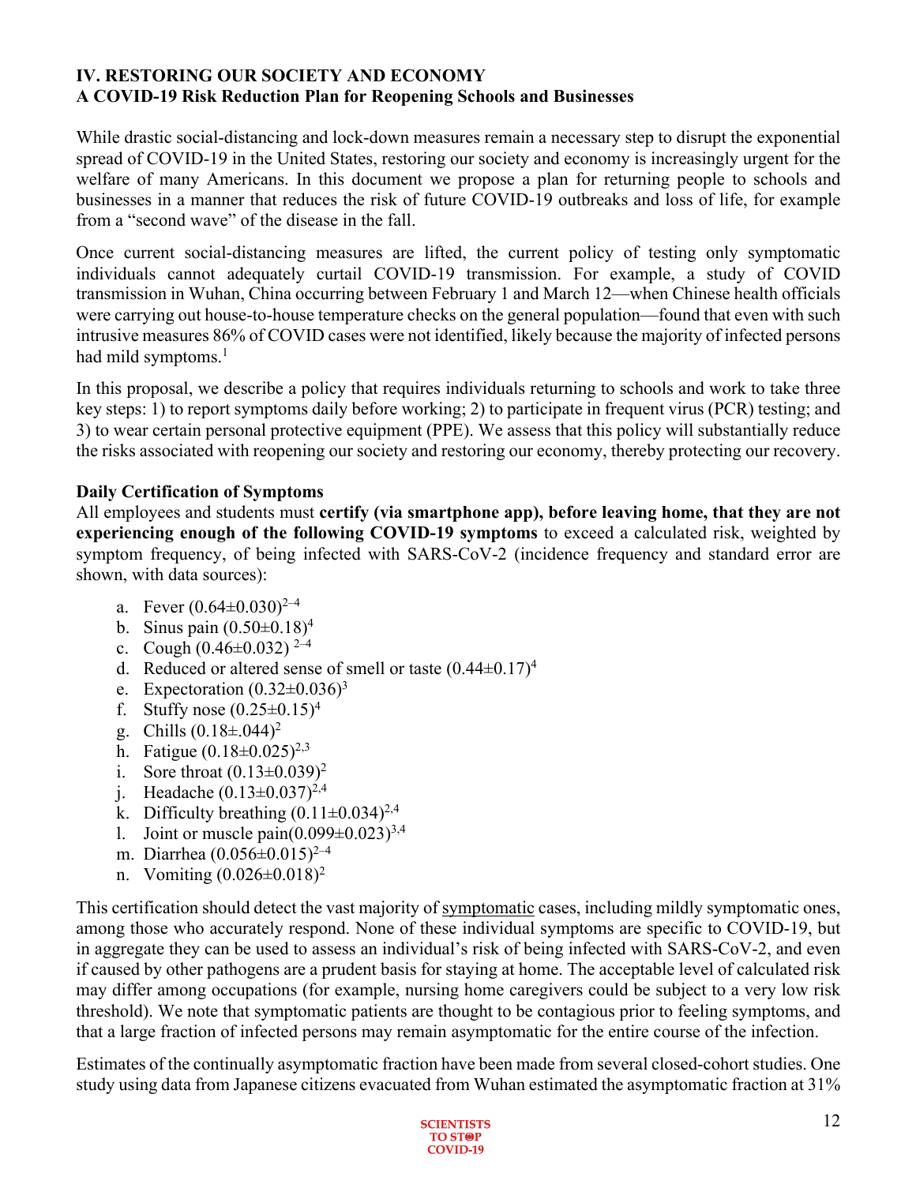## IV. RESTORING OUR SOCIETY AND ECONOMY
### A COVID-19 Risk Reduction Plan for Reopening Schools and Businesses

While drastic social-distancing and lock-down measures remain a necessary step to disrupt the exponential spread of COVID-19 in the United States, restoring our society and economy is increasingly urgent for the welfare of many Americans. In this document we propose a plan for returning people to schools and businesses in a manner that reduces the risk of future COVID-19 outbreaks and loss of life, for example from a "second wave" of the disease in the fall.

Once current social-distancing measures are lifted, the current policy of testing only symptomatic individuals cannot adequately curtail COVID-19 transmission. For example, a study of COVID transmission in Wuhan, China occurring between February 1 and March 12—when Chinese health officials were carrying out house-to-house temperature checks on the general population—found that even with such intrusive measures 86% of COVID cases were not identified, likely because the majority of infected persons had mild symptoms.[1]

In this proposal, we describe a policy that requires individuals returning to schools and work to take three key steps: 1) to report symptoms daily before working; 2) to participate in frequent virus (PCR) testing; and 3) to wear certain personal protective equipment (PPE). We assess that this policy will substantially reduce the risks associated with reopening our society and restoring our economy, thereby protecting our recovery.

**Daily Certification of Symptoms**

All employees and students must **certify (via smartphone app), before leaving home, that they are not experiencing enough of the following COVID-19 symptoms** to exceed a calculated risk, weighted by symptom frequency, of being infected with SARS-CoV-2 (incidence frequency and standard error are shown, with data sources):

a. Fever ($0.64\pm0.030$)[2–4]
b. Sinus pain ($0.50\pm0.18$)[4]
c. Cough ($0.46\pm0.032$)[2–4]
d. Reduced or altered sense of smell or taste ($0.44\pm0.17$)[4]
e. Expectoration ($0.32\pm0.036$)[3]
f. Stuffy nose ($0.25\pm0.15$)[4]
g. Chills ($0.18\pm.044$)[2]
h. Fatigue ($0.18\pm0.025$)[2,3]
i. Sore throat ($0.13\pm0.039$)[2]
j. Headache ($0.13\pm0.037$)[2,4]
k. Difficulty breathing ($0.11\pm0.034$)[2,4]
l. Joint or muscle pain($0.099\pm0.023$)[3,4]
m. Diarrhea ($0.056\pm0.015$)[2–4]
n. Vomiting ($0.026\pm0.018$)[2]

This certification should detect the vast majority of symptomatic cases, including mildly symptomatic ones, among those who accurately respond. None of these individual symptoms are specific to COVID-19, but in aggregate they can be used to assess an individual's risk of being infected with SARS-CoV-2, and even if caused by other pathogens are a prudent basis for staying at home. The acceptable level of calculated risk may differ among occupations (for example, nursing home caregivers could be subject to a very low risk threshold). We note that symptomatic patients are thought to be contagious prior to feeling symptoms, and that a large fraction of infected persons may remain asymptomatic for the entire course of the infection.

Estimates of the continually asymptomatic fraction have been made from several closed-cohort studies. One study using data from Japanese citizens evacuated from Wuhan estimated the asymptomatic fraction at 31%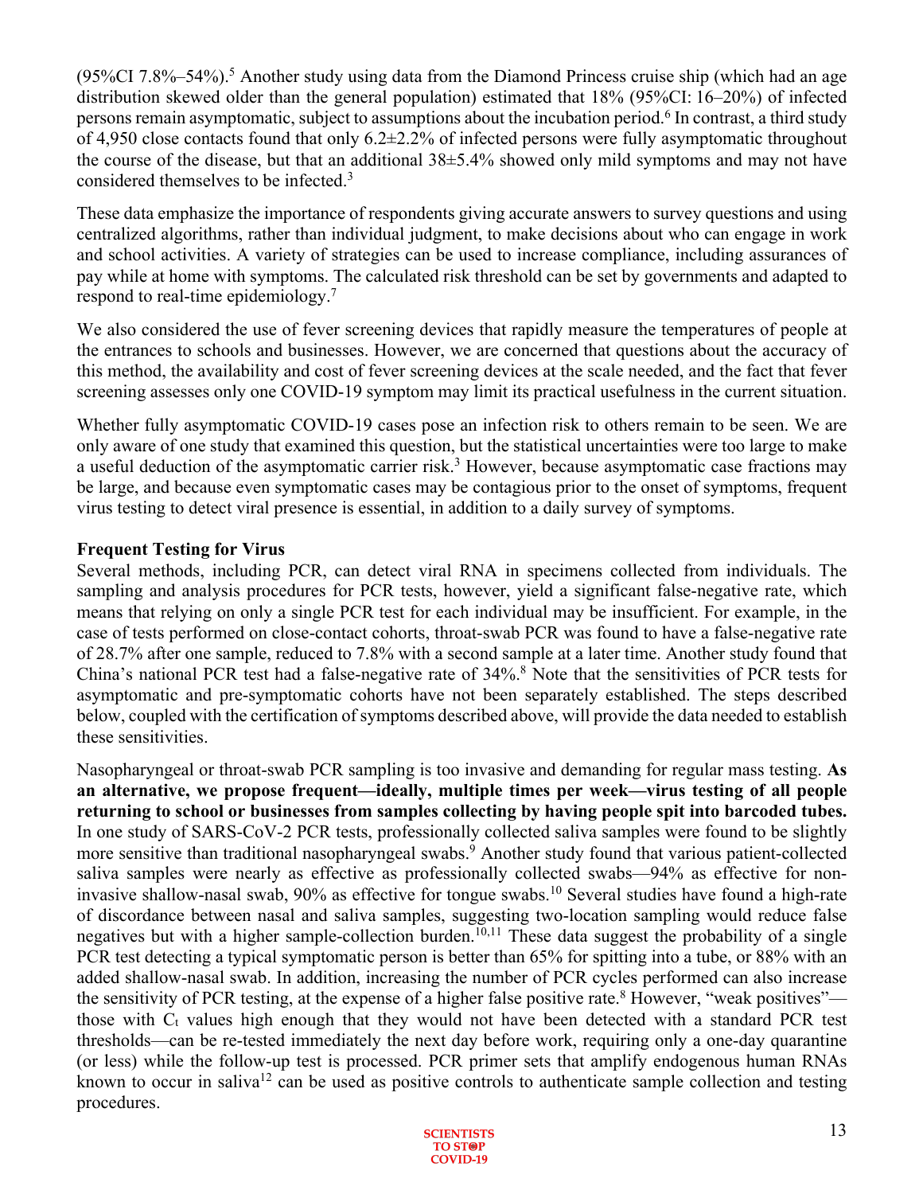(95%CI 7.8%–54%).[5] Another study using data from the Diamond Princess cruise ship (which had an age distribution skewed older than the general population) estimated that 18% (95%CI: 16–20%) of infected persons remain asymptomatic, subject to assumptions about the incubation period.[6] In contrast, a third study of 4,950 close contacts found that only 6.2±2.2% of infected persons were fully asymptomatic throughout the course of the disease, but that an additional 38±5.4% showed only mild symptoms and may not have considered themselves to be infected.[3]

These data emphasize the importance of respondents giving accurate answers to survey questions and using centralized algorithms, rather than individual judgment, to make decisions about who can engage in work and school activities. A variety of strategies can be used to increase compliance, including assurances of pay while at home with symptoms. The calculated risk threshold can be set by governments and adapted to respond to real-time epidemiology.[7]

We also considered the use of fever screening devices that rapidly measure the temperatures of people at the entrances to schools and businesses. However, we are concerned that questions about the accuracy of this method, the availability and cost of fever screening devices at the scale needed, and the fact that fever screening assesses only one COVID-19 symptom may limit its practical usefulness in the current situation.

Whether fully asymptomatic COVID-19 cases pose an infection risk to others remain to be seen. We are only aware of one study that examined this question, but the statistical uncertainties were too large to make a useful deduction of the asymptomatic carrier risk.[3] However, because asymptomatic case fractions may be large, and because even symptomatic cases may be contagious prior to the onset of symptoms, frequent virus testing to detect viral presence is essential, in addition to a daily survey of symptoms.

### Frequent Testing for Virus

Several methods, including PCR, can detect viral RNA in specimens collected from individuals. The sampling and analysis procedures for PCR tests, however, yield a significant false-negative rate, which means that relying on only a single PCR test for each individual may be insufficient. For example, in the case of tests performed on close-contact cohorts, throat-swab PCR was found to have a false-negative rate of 28.7% after one sample, reduced to 7.8% with a second sample at a later time. Another study found that China's national PCR test had a false-negative rate of 34%.[8] Note that the sensitivities of PCR tests for asymptomatic and pre-symptomatic cohorts have not been separately established. The steps described below, coupled with the certification of symptoms described above, will provide the data needed to establish these sensitivities.

Nasopharyngeal or throat-swab PCR sampling is too invasive and demanding for regular mass testing. **As an alternative, we propose frequent—ideally, multiple times per week—virus testing of all people returning to school or businesses from samples collecting by having people spit into barcoded tubes.** In one study of SARS-CoV-2 PCR tests, professionally collected saliva samples were found to be slightly more sensitive than traditional nasopharyngeal swabs.[9] Another study found that various patient-collected saliva samples were nearly as effective as professionally collected swabs—94% as effective for non-invasive shallow-nasal swab, 90% as effective for tongue swabs.[10] Several studies have found a high-rate of discordance between nasal and saliva samples, suggesting two-location sampling would reduce false negatives but with a higher sample-collection burden.[10,11] These data suggest the probability of a single PCR test detecting a typical symptomatic person is better than 65% for spitting into a tube, or 88% with an added shallow-nasal swab. In addition, increasing the number of PCR cycles performed can also increase the sensitivity of PCR testing, at the expense of a higher false positive rate.[8] However, "weak positives"—those with $C_t$ values high enough that they would not have been detected with a standard PCR test thresholds—can be re-tested immediately the next day before work, requiring only a one-day quarantine (or less) while the follow-up test is processed. PCR primer sets that amplify endogenous human RNAs known to occur in saliva[12] can be used as positive controls to authenticate sample collection and testing procedures.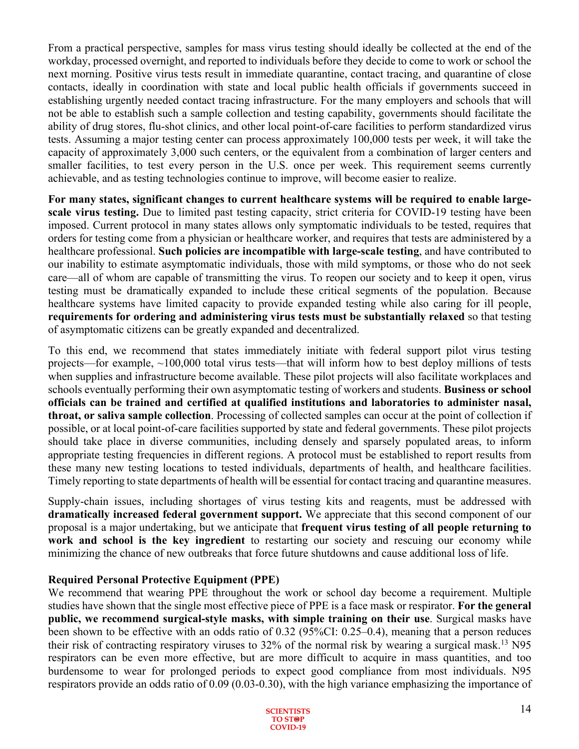From a practical perspective, samples for mass virus testing should ideally be collected at the end of the workday, processed overnight, and reported to individuals before they decide to come to work or school the next morning. Positive virus tests result in immediate quarantine, contact tracing, and quarantine of close contacts, ideally in coordination with state and local public health officials if governments succeed in establishing urgently needed contact tracing infrastructure. For the many employers and schools that will not be able to establish such a sample collection and testing capability, governments should facilitate the ability of drug stores, flu-shot clinics, and other local point-of-care facilities to perform standardized virus tests. Assuming a major testing center can process approximately 100,000 tests per week, it will take the capacity of approximately 3,000 such centers, or the equivalent from a combination of larger centers and smaller facilities, to test every person in the U.S. once per week. This requirement seems currently achievable, and as testing technologies continue to improve, will become easier to realize.

**For many states, significant changes to current healthcare systems will be required to enable large-scale virus testing.** Due to limited past testing capacity, strict criteria for COVID-19 testing have been imposed. Current protocol in many states allows only symptomatic individuals to be tested, requires that orders for testing come from a physician or healthcare worker, and requires that tests are administered by a healthcare professional. **Such policies are incompatible with large-scale testing**, and have contributed to our inability to estimate asymptomatic individuals, those with mild symptoms, or those who do not seek care—all of whom are capable of transmitting the virus. To reopen our society and to keep it open, virus testing must be dramatically expanded to include these critical segments of the population. Because healthcare systems have limited capacity to provide expanded testing while also caring for ill people, **requirements for ordering and administering virus tests must be substantially relaxed** so that testing of asymptomatic citizens can be greatly expanded and decentralized.

To this end, we recommend that states immediately initiate with federal support pilot virus testing projects—for example, ~100,000 total virus tests—that will inform how to best deploy millions of tests when supplies and infrastructure become available. These pilot projects will also facilitate workplaces and schools eventually performing their own asymptomatic testing of workers and students. **Business or school officials can be trained and certified at qualified institutions and laboratories to administer nasal, throat, or saliva sample collection**. Processing of collected samples can occur at the point of collection if possible, or at local point-of-care facilities supported by state and federal governments. These pilot projects should take place in diverse communities, including densely and sparsely populated areas, to inform appropriate testing frequencies in different regions. A protocol must be established to report results from these many new testing locations to tested individuals, departments of health, and healthcare facilities. Timely reporting to state departments of health will be essential for contact tracing and quarantine measures.

Supply-chain issues, including shortages of virus testing kits and reagents, must be addressed with **dramatically increased federal government support.** We appreciate that this second component of our proposal is a major undertaking, but we anticipate that **frequent virus testing of all people returning to work and school is the key ingredient** to restarting our society and rescuing our economy while minimizing the chance of new outbreaks that force future shutdowns and cause additional loss of life.

### Required Personal Protective Equipment (PPE)

We recommend that wearing PPE throughout the work or school day become a requirement. Multiple studies have shown that the single most effective piece of PPE is a face mask or respirator. **For the general public, we recommend surgical-style masks, with simple training on their use**. Surgical masks have been shown to be effective with an odds ratio of 0.32 (95%CI: 0.25–0.4), meaning that a person reduces their risk of contracting respiratory viruses to 32% of the normal risk by wearing a surgical mask.[13] N95 respirators can be even more effective, but are more difficult to acquire in mass quantities, and too burdensome to wear for prolonged periods to expect good compliance from most individuals. N95 respirators provide an odds ratio of 0.09 (0.03-0.30), with the high variance emphasizing the importance of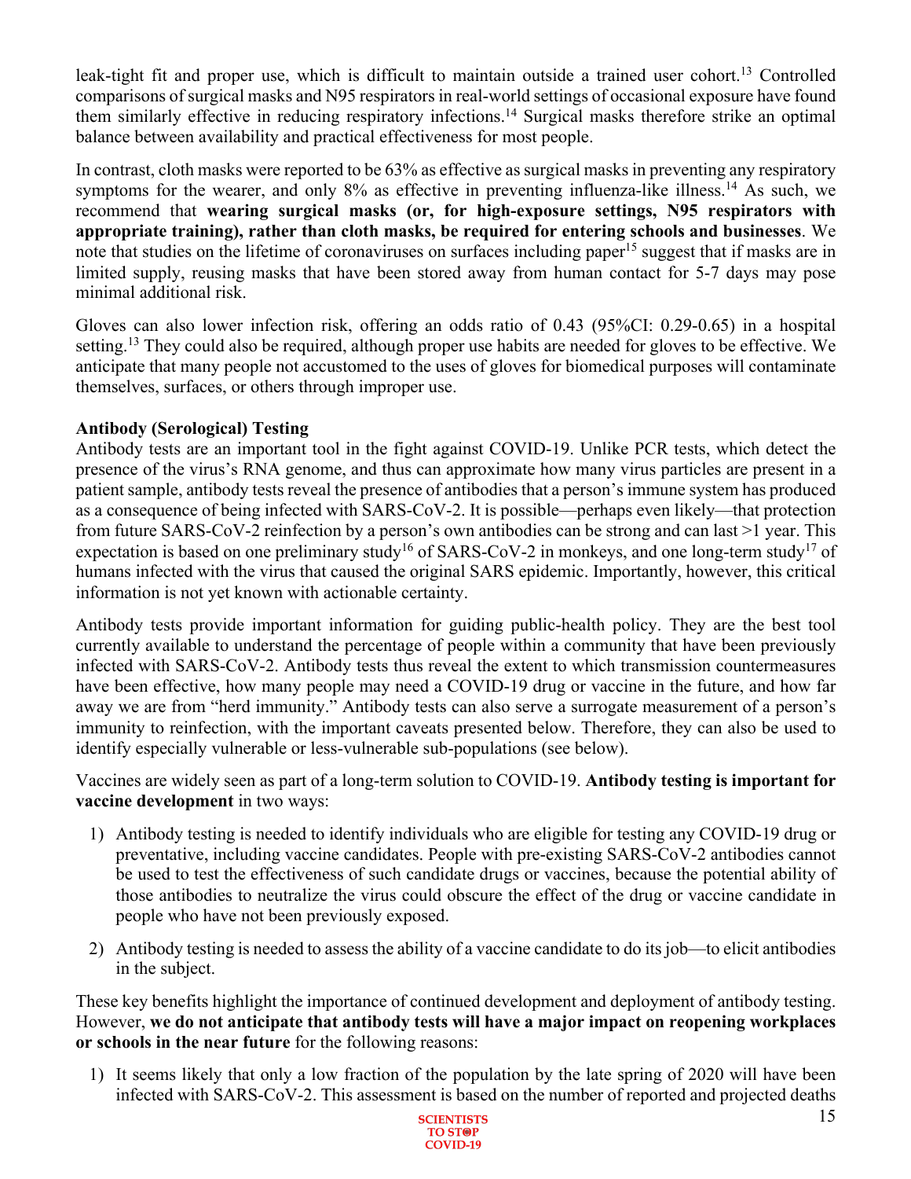leak-tight fit and proper use, which is difficult to maintain outside a trained user cohort.[13] Controlled comparisons of surgical masks and N95 respirators in real-world settings of occasional exposure have found them similarly effective in reducing respiratory infections.[14] Surgical masks therefore strike an optimal balance between availability and practical effectiveness for most people.

In contrast, cloth masks were reported to be 63% as effective as surgical masks in preventing any respiratory symptoms for the wearer, and only 8% as effective in preventing influenza-like illness.[14] As such, we recommend that **wearing surgical masks (or, for high-exposure settings, N95 respirators with appropriate training), rather than cloth masks, be required for entering schools and businesses**. We note that studies on the lifetime of coronaviruses on surfaces including paper[15] suggest that if masks are in limited supply, reusing masks that have been stored away from human contact for 5-7 days may pose minimal additional risk.

Gloves can also lower infection risk, offering an odds ratio of 0.43 (95%CI: 0.29-0.65) in a hospital setting.[13] They could also be required, although proper use habits are needed for gloves to be effective. We anticipate that many people not accustomed to the uses of gloves for biomedical purposes will contaminate themselves, surfaces, or others through improper use.

**Antibody (Serological) Testing**

Antibody tests are an important tool in the fight against COVID-19. Unlike PCR tests, which detect the presence of the virus's RNA genome, and thus can approximate how many virus particles are present in a patient sample, antibody tests reveal the presence of antibodies that a person's immune system has produced as a consequence of being infected with SARS-CoV-2. It is possible—perhaps even likely—that protection from future SARS-CoV-2 reinfection by a person's own antibodies can be strong and can last >1 year. This expectation is based on one preliminary study[16] of SARS-CoV-2 in monkeys, and one long-term study[17] of humans infected with the virus that caused the original SARS epidemic. Importantly, however, this critical information is not yet known with actionable certainty.

Antibody tests provide important information for guiding public-health policy. They are the best tool currently available to understand the percentage of people within a community that have been previously infected with SARS-CoV-2. Antibody tests thus reveal the extent to which transmission countermeasures have been effective, how many people may need a COVID-19 drug or vaccine in the future, and how far away we are from "herd immunity." Antibody tests can also serve a surrogate measurement of a person's immunity to reinfection, with the important caveats presented below. Therefore, they can also be used to identify especially vulnerable or less-vulnerable sub-populations (see below).

Vaccines are widely seen as part of a long-term solution to COVID-19. **Antibody testing is important for vaccine development** in two ways:

1) Antibody testing is needed to identify individuals who are eligible for testing any COVID-19 drug or preventative, including vaccine candidates. People with pre-existing SARS-CoV-2 antibodies cannot be used to test the effectiveness of such candidate drugs or vaccines, because the potential ability of those antibodies to neutralize the virus could obscure the effect of the drug or vaccine candidate in people who have not been previously exposed.

2) Antibody testing is needed to assess the ability of a vaccine candidate to do its job—to elicit antibodies in the subject.

These key benefits highlight the importance of continued development and deployment of antibody testing. However, **we do not anticipate that antibody tests will have a major impact on reopening workplaces or schools in the near future** for the following reasons:

1) It seems likely that only a low fraction of the population by the late spring of 2020 will have been infected with SARS-CoV-2. This assessment is based on the number of reported and projected deaths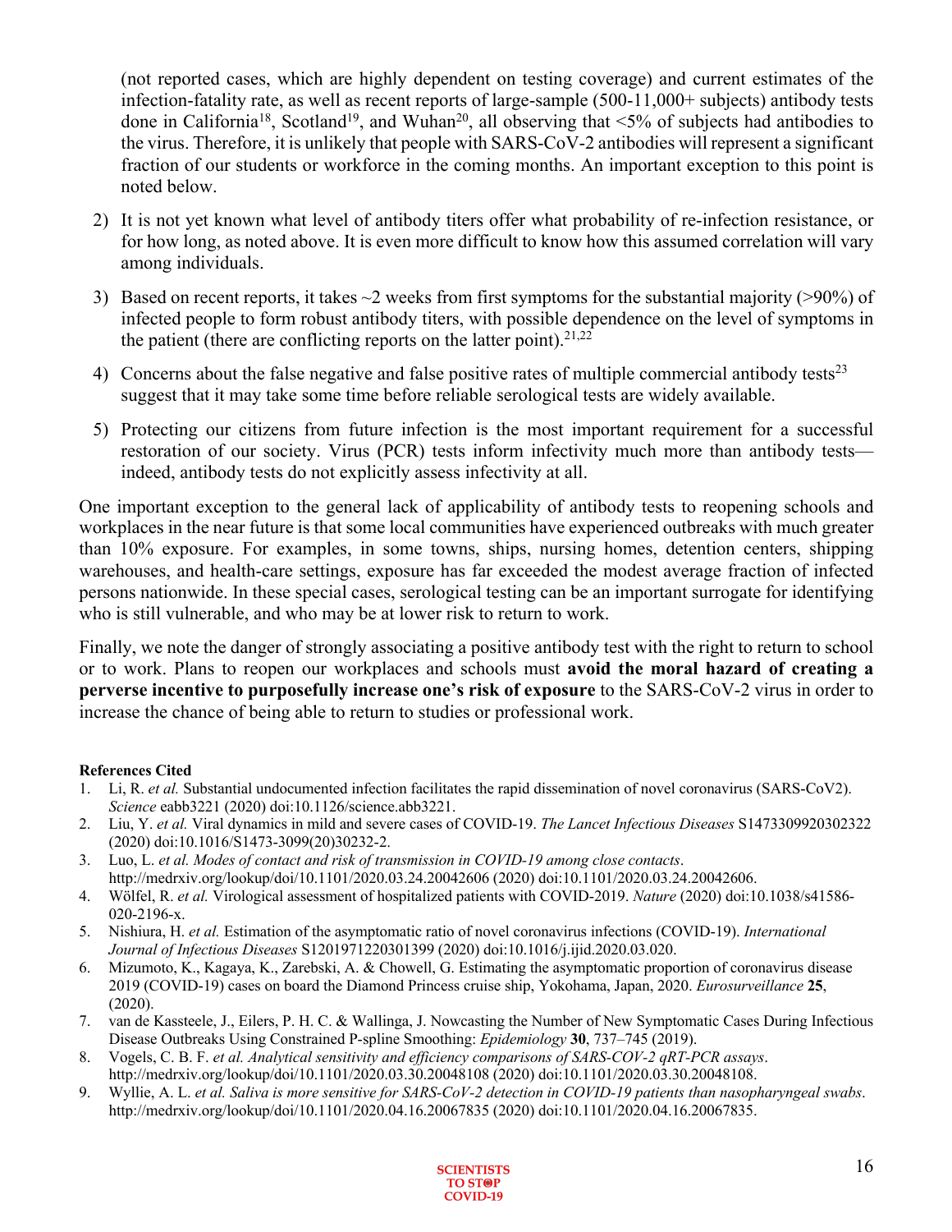(not reported cases, which are highly dependent on testing coverage) and current estimates of the infection-fatality rate, as well as recent reports of large-sample (500-11,000+ subjects) antibody tests done in California[18], Scotland[19], and Wuhan[20], all observing that <5% of subjects had antibodies to the virus. Therefore, it is unlikely that people with SARS-CoV-2 antibodies will represent a significant fraction of our students or workforce in the coming months. An important exception to this point is noted below.

2) It is not yet known what level of antibody titers offer what probability of re-infection resistance, or for how long, as noted above. It is even more difficult to know how this assumed correlation will vary among individuals.

3) Based on recent reports, it takes ~2 weeks from first symptoms for the substantial majority (>90%) of infected people to form robust antibody titers, with possible dependence on the level of symptoms in the patient (there are conflicting reports on the latter point).[21,22]

4) Concerns about the false negative and false positive rates of multiple commercial antibody tests[23] suggest that it may take some time before reliable serological tests are widely available.

5) Protecting our citizens from future infection is the most important requirement for a successful restoration of our society. Virus (PCR) tests inform infectivity much more than antibody tests—indeed, antibody tests do not explicitly assess infectivity at all.

One important exception to the general lack of applicability of antibody tests to reopening schools and workplaces in the near future is that some local communities have experienced outbreaks with much greater than 10% exposure. For examples, in some towns, ships, nursing homes, detention centers, shipping warehouses, and health-care settings, exposure has far exceeded the modest average fraction of infected persons nationwide. In these special cases, serological testing can be an important surrogate for identifying who is still vulnerable, and who may be at lower risk to return to work.

Finally, we note the danger of strongly associating a positive antibody test with the right to return to school or to work. Plans to reopen our workplaces and schools must **avoid the moral hazard of creating a perverse incentive to purposefully increase one's risk of exposure** to the SARS-CoV-2 virus in order to increase the chance of being able to return to studies or professional work.

**References Cited**

1. Li, R. *et al.* Substantial undocumented infection facilitates the rapid dissemination of novel coronavirus (SARS-CoV2). *Science* eabb3221 (2020) doi:10.1126/science.abb3221.
2. Liu, Y. *et al.* Viral dynamics in mild and severe cases of COVID-19. *The Lancet Infectious Diseases* S1473309920302322 (2020) doi:10.1016/S1473-3099(20)30232-2.
3. Luo, L. *et al. Modes of contact and risk of transmission in COVID-19 among close contacts*. http://medrxiv.org/lookup/doi/10.1101/2020.03.24.20042606 (2020) doi:10.1101/2020.03.24.20042606.
4. Wölfel, R. *et al.* Virological assessment of hospitalized patients with COVID-2019. *Nature* (2020) doi:10.1038/s41586-020-2196-x.
5. Nishiura, H. *et al.* Estimation of the asymptomatic ratio of novel coronavirus infections (COVID-19). *International Journal of Infectious Diseases* S1201971220301399 (2020) doi:10.1016/j.ijid.2020.03.020.
6. Mizumoto, K., Kagaya, K., Zarebski, A. & Chowell, G. Estimating the asymptomatic proportion of coronavirus disease 2019 (COVID-19) cases on board the Diamond Princess cruise ship, Yokohama, Japan, 2020. *Eurosurveillance* **25**, (2020).
7. van de Kassteele, J., Eilers, P. H. C. & Wallinga, J. Nowcasting the Number of New Symptomatic Cases During Infectious Disease Outbreaks Using Constrained P-spline Smoothing: *Epidemiology* **30**, 737–745 (2019).
8. Vogels, C. B. F. *et al. Analytical sensitivity and efficiency comparisons of SARS-COV-2 qRT-PCR assays*. http://medrxiv.org/lookup/doi/10.1101/2020.03.30.20048108 (2020) doi:10.1101/2020.03.30.20048108.
9. Wyllie, A. L. *et al. Saliva is more sensitive for SARS-CoV-2 detection in COVID-19 patients than nasopharyngeal swabs*. http://medrxiv.org/lookup/doi/10.1101/2020.04.16.20067835 (2020) doi:10.1101/2020.04.16.20067835.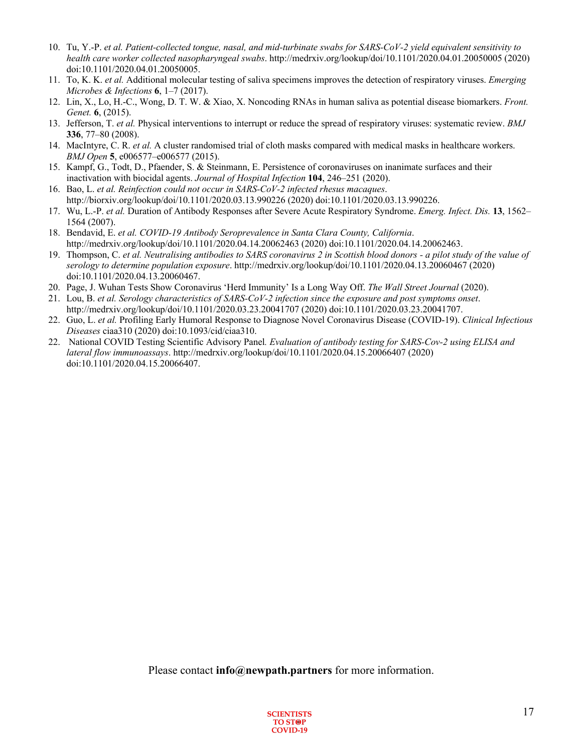10. Tu, Y.-P. *et al. Patient-collected tongue, nasal, and mid-turbinate swabs for SARS-CoV-2 yield equivalent sensitivity to health care worker collected nasopharyngeal swabs*. http://medrxiv.org/lookup/doi/10.1101/2020.04.01.20050005 (2020) doi:10.1101/2020.04.01.20050005.
11. To, K. K. *et al.* Additional molecular testing of saliva specimens improves the detection of respiratory viruses. *Emerging Microbes & Infections* **6**, 1–7 (2017).
12. Lin, X., Lo, H.-C., Wong, D. T. W. & Xiao, X. Noncoding RNAs in human saliva as potential disease biomarkers. *Front. Genet.* **6**, (2015).
13. Jefferson, T. *et al.* Physical interventions to interrupt or reduce the spread of respiratory viruses: systematic review. *BMJ* **336**, 77–80 (2008).
14. MacIntyre, C. R. *et al.* A cluster randomised trial of cloth masks compared with medical masks in healthcare workers. *BMJ Open* **5**, e006577–e006577 (2015).
15. Kampf, G., Todt, D., Pfaender, S. & Steinmann, E. Persistence of coronaviruses on inanimate surfaces and their inactivation with biocidal agents. *Journal of Hospital Infection* **104**, 246–251 (2020).
16. Bao, L. *et al. Reinfection could not occur in SARS-CoV-2 infected rhesus macaques*. http://biorxiv.org/lookup/doi/10.1101/2020.03.13.990226 (2020) doi:10.1101/2020.03.13.990226.
17. Wu, L.-P. *et al.* Duration of Antibody Responses after Severe Acute Respiratory Syndrome. *Emerg. Infect. Dis.* **13**, 1562–1564 (2007).
18. Bendavid, E. *et al. COVID-19 Antibody Seroprevalence in Santa Clara County, California*. http://medrxiv.org/lookup/doi/10.1101/2020.04.14.20062463 (2020) doi:10.1101/2020.04.14.20062463.
19. Thompson, C. *et al. Neutralising antibodies to SARS coronavirus 2 in Scottish blood donors - a pilot study of the value of serology to determine population exposure*. http://medrxiv.org/lookup/doi/10.1101/2020.04.13.20060467 (2020) doi:10.1101/2020.04.13.20060467.
20. Page, J. Wuhan Tests Show Coronavirus 'Herd Immunity' Is a Long Way Off. *The Wall Street Journal* (2020).
21. Lou, B. *et al. Serology characteristics of SARS-CoV-2 infection since the exposure and post symptoms onset*. http://medrxiv.org/lookup/doi/10.1101/2020.03.23.20041707 (2020) doi:10.1101/2020.03.23.20041707.
22. Guo, L. *et al.* Profiling Early Humoral Response to Diagnose Novel Coronavirus Disease (COVID-19). *Clinical Infectious Diseases* ciaa310 (2020) doi:10.1093/cid/ciaa310.
22. National COVID Testing Scientific Advisory Panel*. Evaluation of antibody testing for SARS-Cov-2 using ELISA and lateral flow immunoassays*. http://medrxiv.org/lookup/doi/10.1101/2020.04.15.20066407 (2020) doi:10.1101/2020.04.15.20066407.

Please contact **info@newpath.partners** for more information.

SCIENTISTS
TO STOP
COVID-19